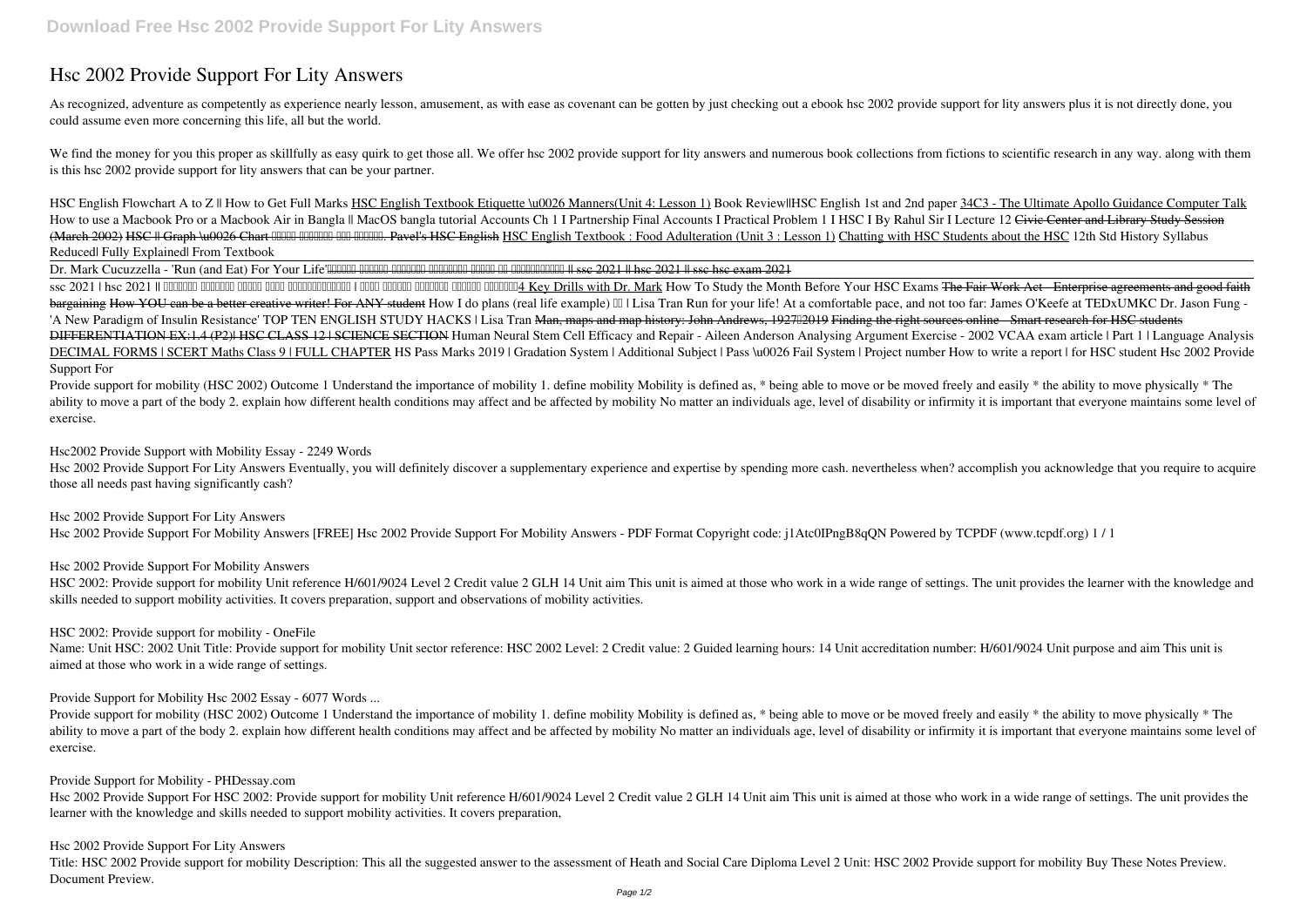# Hsc 2002 Provide Support For Lity Answers

As recognized, adventure as competently as experience nearly lesson, amusement, as with ease as covenant can be gotten by just checking out a ebook hsc 2002 provide support for lity answers plus it is not directly done, you could assume even more concerning this life, all but the world.

We find the money for you this proper as skillfully as easy quirk to get those all. We offer hsc 2002 provide support for lity answers and numerous book collections from fictions to scientific research in any way. along with them is this hsc 2002 provide support for lity answers that can be your partner.

*HSC English Flowchart A to Z || How to Get Full Marks* HSC English Textbook Etiquette \u0026 Manners(Unit 4: Lesson 1) *Book Review||HSC English 1st and 2nd paper* 34C3 - The Ultimate Apollo Guidance Computer Talk *How to use a Macbook Pro or a Macbook Air in Bangla || MacOS bangla tutorial Accounts Ch 1 I Partnership Final Accounts I Practical Problem 1 I HSC I By Rahul Sir I Lecture 12* ~~Civic Center and Library Study Session (March 2002)~~ ~~HSC || Graph \u0026 Chart লেখার সহজতম কিছু কৌশল। Pavel's HSC English~~ HSC English Textbook : Food Adulteration (Unit 3 : Lesson 1) Chatting with HSC Students about the HSC *12th Std History Syllabus Reduced| Fully Explained| From Textbook*

Dr. Mark Cucuzzella - 'Run (and Eat) For Your Life'~~অটোপাস পাওয়ার জন্যে শিক্ষার্থীদের কী করণীয় || ssc 2021 || hsc 2021 || ssc hsc exam 2021~~

ssc 2021 | hsc 2021 || এসএসসি এইচএসসি পরীক্ষা নিয়ে শিক্ষামন্ত্রী | কবে থেকে এসএসসি এইচএসসি পরীক্ষা4 Key Drills with Dr. Mark *How To Study the Month Before Your HSC Exams* ~~The Fair Work Act - Enterprise agreements and good faith bargaining~~ ~~How YOU can be a better creative writer! For ANY student~~ *How I do plans (real life example) | Lisa Tran* *Run for your life! At a comfortable pace, and not too far: James O'Keefe at TEDxUMKC* *Dr. Jason Fung - 'A New Paradigm of Insulin Resistance'* *TOP TEN ENGLISH STUDY HACKS | Lisa Tran* ~~Man, maps and map history: John Andrews, 1927–2019~~ ~~Finding the right sources online - Smart research for HSC students~~ ~~DIFFERENTIATION EX:1.4 (P2)| HSC CLASS 12 | SCIENCE SECTION~~ *Human Neural Stem Cell Efficacy and Repair - Aileen Anderson* *Analysing Argument Exercise - 2002 VCAA exam article | Part 1 | Language Analysis* DECIMAL FORMS | SCERT Maths Class 9 | FULL CHAPTER *HS Pass Marks 2019 | Gradation System | Additional Subject | Pass \u0026 Fail System | Project number* *How to write a report | for HSC student* **Hsc 2002 Provide Support For**

Provide support for mobility (HSC 2002) Outcome 1 Understand the importance of mobility 1. define mobility Mobility is defined as, * being able to move or be moved freely and easily * the ability to move physically * The ability to move a part of the body 2. explain how different health conditions may affect and be affected by mobility No matter an individuals age, level of disability or infirmity it is important that everyone maintains some level of exercise.

**Hsc2002 Provide Support with Mobility Essay - 2249 Words**

Hsc 2002 Provide Support For Lity Answers Eventually, you will definitely discover a supplementary experience and expertise by spending more cash. nevertheless when? accomplish you acknowledge that you require to acquire those all needs past having significantly cash?

**Hsc 2002 Provide Support For Lity Answers**

Hsc 2002 Provide Support For Mobility Answers [FREE] Hsc 2002 Provide Support For Mobility Answers - PDF Format Copyright code: j1Atc0IPngB8qQN Powered by TCPDF (www.tcpdf.org) 1 / 1

**Hsc 2002 Provide Support For Mobility Answers**

HSC 2002: Provide support for mobility Unit reference H/601/9024 Level 2 Credit value 2 GLH 14 Unit aim This unit is aimed at those who work in a wide range of settings. The unit provides the learner with the knowledge and skills needed to support mobility activities. It covers preparation, support and observations of mobility activities.

**HSC 2002: Provide support for mobility - OneFile**

Name: Unit HSC: 2002 Unit Title: Provide support for mobility Unit sector reference: HSC 2002 Level: 2 Credit value: 2 Guided learning hours: 14 Unit accreditation number: H/601/9024 Unit purpose and aim This unit is aimed at those who work in a wide range of settings.

**Provide Support for Mobility Hsc 2002 Essay - 6077 Words ...**

Provide support for mobility (HSC 2002) Outcome 1 Understand the importance of mobility 1. define mobility Mobility is defined as, * being able to move or be moved freely and easily * the ability to move physically * The ability to move a part of the body 2. explain how different health conditions may affect and be affected by mobility No matter an individuals age, level of disability or infirmity it is important that everyone maintains some level of exercise.

**Provide Support for Mobility - PHDessay.com**

Hsc 2002 Provide Support For HSC 2002: Provide support for mobility Unit reference H/601/9024 Level 2 Credit value 2 GLH 14 Unit aim This unit is aimed at those who work in a wide range of settings. The unit provides the learner with the knowledge and skills needed to support mobility activities. It covers preparation,

**Hsc 2002 Provide Support For Lity Answers**

Title: HSC 2002 Provide support for mobility Description: This all the suggested answer to the assessment of Heath and Social Care Diploma Level 2 Unit: HSC 2002 Provide support for mobility Buy These Notes Preview. Document Preview.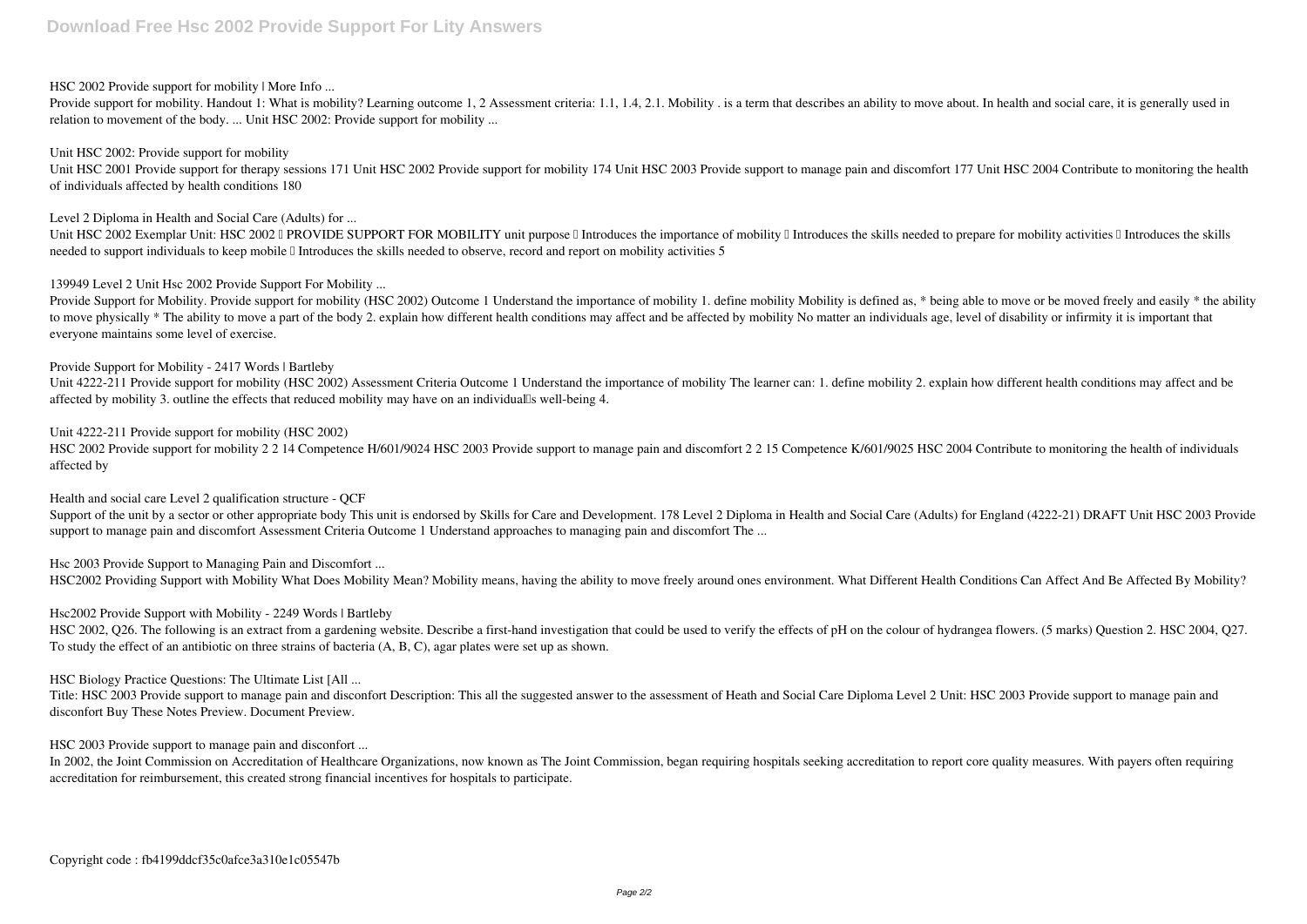HSC 2002 Provide support for mobility | More Info ...

Provide support for mobility. Handout 1: What is mobility? Learning outcome 1, 2 Assessment criteria: 1.1, 1.4, 2.1. Mobility . is a term that describes an ability to move about. In health and social care, it is generally used in relation to movement of the body. ... Unit HSC 2002: Provide support for mobility ...

Unit HSC 2002: Provide support for mobility

Unit HSC 2001 Provide support for therapy sessions 171 Unit HSC 2002 Provide support for mobility 174 Unit HSC 2003 Provide support to manage pain and discomfort 177 Unit HSC 2004 Contribute to monitoring the health of individuals affected by health conditions 180

Level 2 Diploma in Health and Social Care (Adults) for ...

Unit HSC 2002 Exemplar Unit: HSC 2002 – PROVIDE SUPPORT FOR MOBILITY unit purpose – Introduces the importance of mobility – Introduces the skills needed to prepare for mobility activities – Introduces the skills needed to support individuals to keep mobile – Introduces the skills needed to observe, record and report on mobility activities 5

139949 Level 2 Unit Hsc 2002 Provide Support For Mobility ...

Provide Support for Mobility. Provide support for mobility (HSC 2002) Outcome 1 Understand the importance of mobility 1. define mobility Mobility is defined as, * being able to move or be moved freely and easily * the ability to move physically * The ability to move a part of the body 2. explain how different health conditions may affect and be affected by mobility No matter an individuals age, level of disability or infirmity it is important that everyone maintains some level of exercise.

Provide Support for Mobility - 2417 Words | Bartleby

Unit 4222-211 Provide support for mobility (HSC 2002) Assessment Criteria Outcome 1 Understand the importance of mobility The learner can: 1. define mobility 2. explain how different health conditions may affect and be affected by mobility 3. outline the effects that reduced mobility may have on an individual's well-being 4.

Unit 4222-211 Provide support for mobility (HSC 2002)

HSC 2002 Provide support for mobility 2 2 14 Competence H/601/9024 HSC 2003 Provide support to manage pain and discomfort 2 2 15 Competence K/601/9025 HSC 2004 Contribute to monitoring the health of individuals affected by

Health and social care Level 2 qualification structure - QCF

Support of the unit by a sector or other appropriate body This unit is endorsed by Skills for Care and Development. 178 Level 2 Diploma in Health and Social Care (Adults) for England (4222-21) DRAFT Unit HSC 2003 Provide support to manage pain and discomfort Assessment Criteria Outcome 1 Understand approaches to managing pain and discomfort The ...

Hsc 2003 Provide Support to Managing Pain and Discomfort ...

HSC2002 Providing Support with Mobility What Does Mobility Mean? Mobility means, having the ability to move freely around ones environment. What Different Health Conditions Can Affect And Be Affected By Mobility?

Hsc2002 Provide Support with Mobility - 2249 Words | Bartleby

HSC 2002, Q26. The following is an extract from a gardening website. Describe a first-hand investigation that could be used to verify the effects of pH on the colour of hydrangea flowers. (5 marks) Question 2. HSC 2004, Q27. To study the effect of an antibiotic on three strains of bacteria (A, B, C), agar plates were set up as shown.

HSC Biology Practice Questions: The Ultimate List [All ...

Title: HSC 2003 Provide support to manage pain and disconfort Description: This all the suggested answer to the assessment of Heath and Social Care Diploma Level 2 Unit: HSC 2003 Provide support to manage pain and disconfort Buy These Notes Preview. Document Preview.

HSC 2003 Provide support to manage pain and disconfort ...

In 2002, the Joint Commission on Accreditation of Healthcare Organizations, now known as The Joint Commission, began requiring hospitals seeking accreditation to report core quality measures. With payers often requiring accreditation for reimbursement, this created strong financial incentives for hospitals to participate.

Copyright code : fb4199ddcf35c0afce3a310e1c05547b